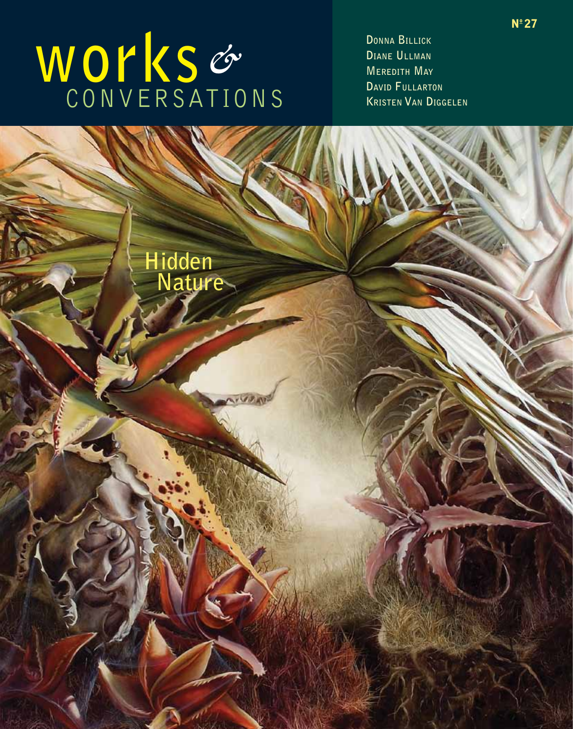# works & CONVERSATIONS

№ 27

DONNA BILLICK
DIANE ULLMAN
MEREDITH MAY
DAVID FULLARTON
KRISTEN VAN DIGGELEN

Hidden Nature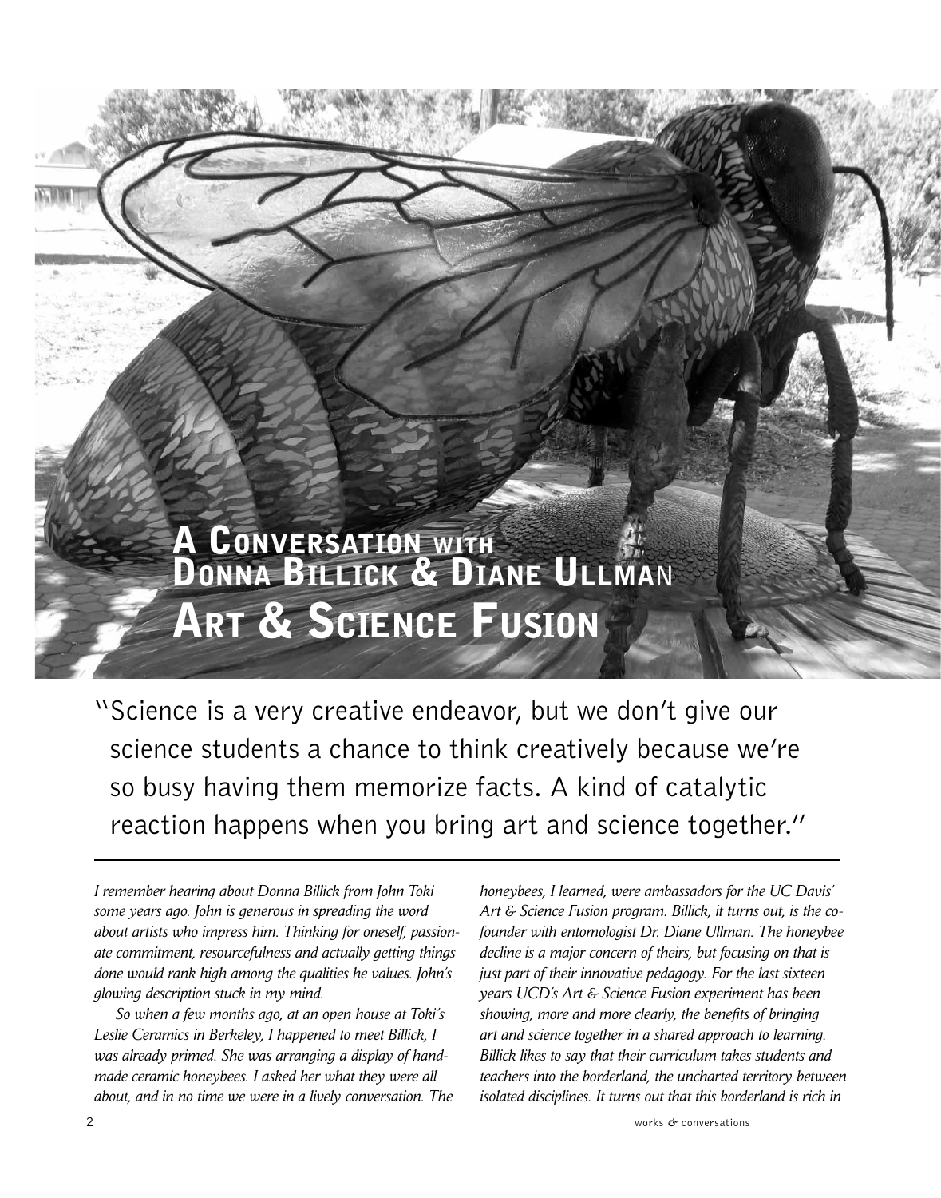# A Conversation with Donna Billick & Diane Ullman

# Art & Science Fusion

"Science is a very creative endeavor, but we don't give our science students a chance to think creatively because we're so busy having them memorize facts. A kind of catalytic reaction happens when you bring art and science together."

---

*I remember hearing about Donna Billick from John Toki some years ago. John is generous in spreading the word about artists who impress him. Thinking for oneself, passionate commitment, resourcefulness and actually getting things done would rank high among the qualities he values. John's glowing description stuck in my mind.*

*So when a few months ago, at an open house at Toki's Leslie Ceramics in Berkeley, I happened to meet Billick, I was already primed. She was arranging a display of handmade ceramic honeybees. I asked her what they were all about, and in no time we were in a lively conversation. The honeybees, I learned, were ambassadors for the UC Davis' Art & Science Fusion program. Billick, it turns out, is the co-founder with entomologist Dr. Diane Ullman. The honeybee decline is a major concern of theirs, but focusing on that is just part of their innovative pedagogy. For the last sixteen years UCD's Art & Science Fusion experiment has been showing, more and more clearly, the benefits of bringing art and science together in a shared approach to learning. Billick likes to say that their curriculum takes students and teachers into the borderland, the uncharted territory between isolated disciplines. It turns out that this borderland is rich in*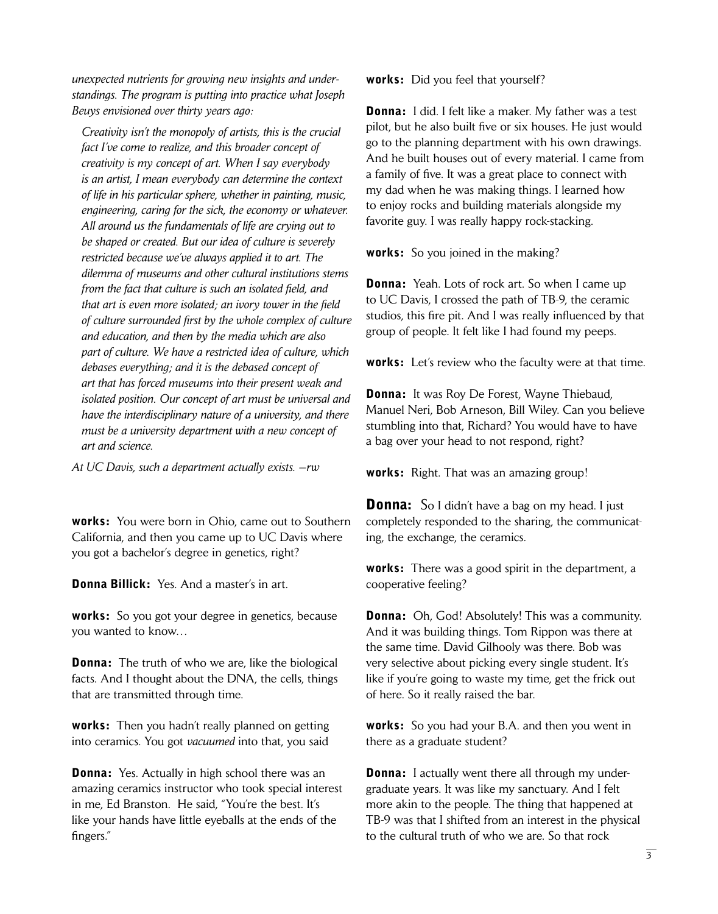*unexpected nutrients for growing new insights and understandings. The program is putting into practice what Joseph Beuys envisioned over thirty years ago:*

> *Creativity isn't the monopoly of artists, this is the crucial fact I've come to realize, and this broader concept of creativity is my concept of art. When I say everybody is an artist, I mean everybody can determine the context of life in his particular sphere, whether in painting, music, engineering, caring for the sick, the economy or whatever. All around us the fundamentals of life are crying out to be shaped or created. But our idea of culture is severely restricted because we've always applied it to art. The dilemma of museums and other cultural institutions stems from the fact that culture is such an isolated field, and that art is even more isolated; an ivory tower in the field of culture surrounded first by the whole complex of culture and education, and then by the media which are also part of culture. We have a restricted idea of culture, which debases everything; and it is the debased concept of art that has forced museums into their present weak and isolated position. Our concept of art must be universal and have the interdisciplinary nature of a university, and there must be a university department with a new concept of art and science.*

*At UC Davis, such a department actually exists. —rw*

**works:** You were born in Ohio, came out to Southern California, and then you came up to UC Davis where you got a bachelor's degree in genetics, right?

**Donna Billick:** Yes. And a master's in art.

**works:** So you got your degree in genetics, because you wanted to know…

**Donna:** The truth of who we are, like the biological facts. And I thought about the DNA, the cells, things that are transmitted through time.

**works:** Then you hadn't really planned on getting into ceramics. You got *vacuumed* into that, you said

**Donna:** Yes. Actually in high school there was an amazing ceramics instructor who took special interest in me, Ed Branston. He said, "You're the best. It's like your hands have little eyeballs at the ends of the fingers."

**works:** Did you feel that yourself?

**Donna:** I did. I felt like a maker. My father was a test pilot, but he also built five or six houses. He just would go to the planning department with his own drawings. And he built houses out of every material. I came from a family of five. It was a great place to connect with my dad when he was making things. I learned how to enjoy rocks and building materials alongside my favorite guy. I was really happy rock-stacking.

**works:** So you joined in the making?

**Donna:** Yeah. Lots of rock art. So when I came up to UC Davis, I crossed the path of TB-9, the ceramic studios, this fire pit. And I was really influenced by that group of people. It felt like I had found my peeps.

**works:** Let's review who the faculty were at that time.

**Donna:** It was Roy De Forest, Wayne Thiebaud, Manuel Neri, Bob Arneson, Bill Wiley. Can you believe stumbling into that, Richard? You would have to have a bag over your head to not respond, right?

**works:** Right. That was an amazing group!

**Donna:** So I didn't have a bag on my head. I just completely responded to the sharing, the communicating, the exchange, the ceramics.

**works:** There was a good spirit in the department, a cooperative feeling?

**Donna:** Oh, God! Absolutely! This was a community. And it was building things. Tom Rippon was there at the same time. David Gilhooly was there. Bob was very selective about picking every single student. It's like if you're going to waste my time, get the frick out of here. So it really raised the bar.

**works:** So you had your B.A. and then you went in there as a graduate student?

**Donna:** I actually went there all through my undergraduate years. It was like my sanctuary. And I felt more akin to the people. The thing that happened at TB-9 was that I shifted from an interest in the physical to the cultural truth of who we are. So that rock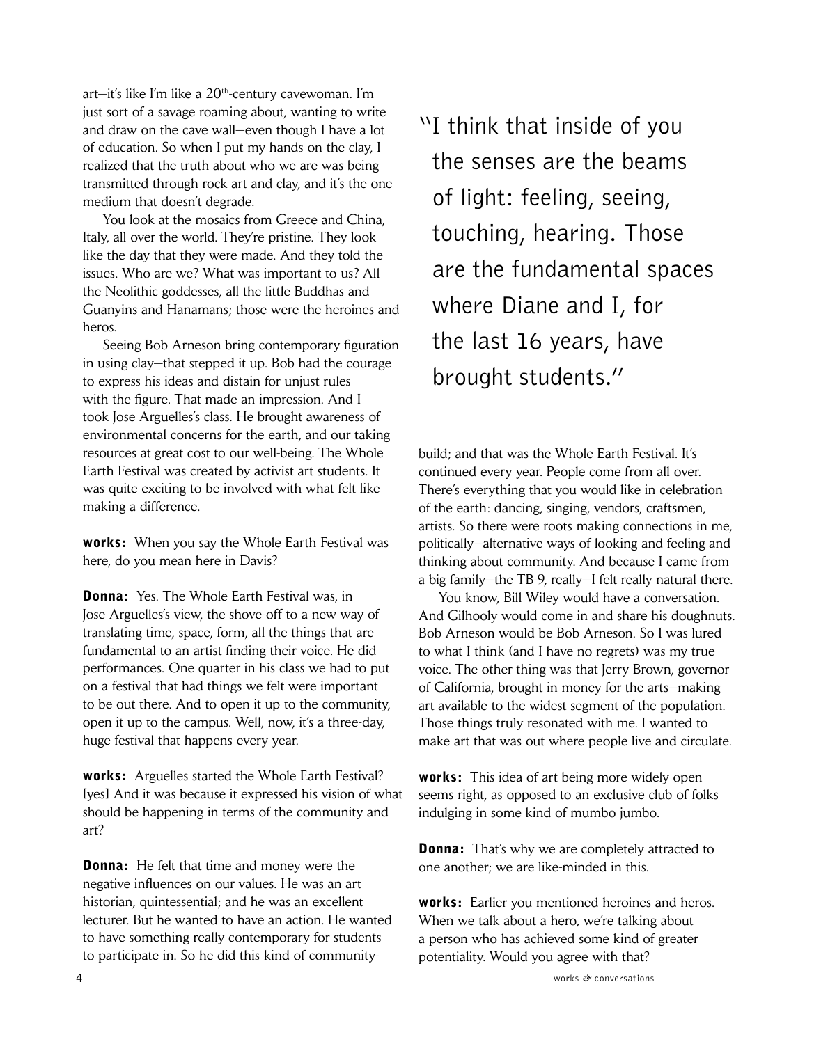art—it's like I'm like a 20th-century cavewoman. I'm just sort of a savage roaming about, wanting to write and draw on the cave wall—even though I have a lot of education. So when I put my hands on the clay, I realized that the truth about who we are was being transmitted through rock art and clay, and it's the one medium that doesn't degrade.

You look at the mosaics from Greece and China, Italy, all over the world. They're pristine. They look like the day that they were made. And they told the issues. Who are we? What was important to us? All the Neolithic goddesses, all the little Buddhas and Guanyins and Hanamans; those were the heroines and heros.

Seeing Bob Arneson bring contemporary figuration in using clay—that stepped it up. Bob had the courage to express his ideas and distain for unjust rules with the figure. That made an impression. And I took Jose Arguelles's class. He brought awareness of environmental concerns for the earth, and our taking resources at great cost to our well-being. The Whole Earth Festival was created by activist art students. It was quite exciting to be involved with what felt like making a difference.

**works:** When you say the Whole Earth Festival was here, do you mean here in Davis?

**Donna:** Yes. The Whole Earth Festival was, in Jose Arguelles's view, the shove-off to a new way of translating time, space, form, all the things that are fundamental to an artist finding their voice. He did performances. One quarter in his class we had to put on a festival that had things we felt were important to be out there. And to open it up to the community, open it up to the campus. Well, now, it's a three-day, huge festival that happens every year.

**works:** Arguelles started the Whole Earth Festival? [yes] And it was because it expressed his vision of what should be happening in terms of the community and art?

**Donna:** He felt that time and money were the negative influences on our values. He was an art historian, quintessential; and he was an excellent lecturer. But he wanted to have an action. He wanted to have something really contemporary for students to participate in. So he did this kind of community-build; and that was the Whole Earth Festival. It's continued every year. People come from all over. There's everything that you would like in celebration of the earth: dancing, singing, vendors, craftsmen, artists. So there were roots making connections in me, politically—alternative ways of looking and feeling and thinking about community. And because I came from a big family—the TB-9, really—I felt really natural there.

> "I think that inside of you the senses are the beams of light: feeling, seeing, touching, hearing. Those are the fundamental spaces where Diane and I, for the last 16 years, have brought students."

You know, Bill Wiley would have a conversation. And Gilhooly would come in and share his doughnuts. Bob Arneson would be Bob Arneson. So I was lured to what I think (and I have no regrets) was my true voice. The other thing was that Jerry Brown, governor of California, brought in money for the arts—making art available to the widest segment of the population. Those things truly resonated with me. I wanted to make art that was out where people live and circulate.

**works:** This idea of art being more widely open seems right, as opposed to an exclusive club of folks indulging in some kind of mumbo jumbo.

**Donna:** That's why we are completely attracted to one another; we are like-minded in this.

**works:** Earlier you mentioned heroines and heros. When we talk about a hero, we're talking about a person who has achieved some kind of greater potentiality. Would you agree with that?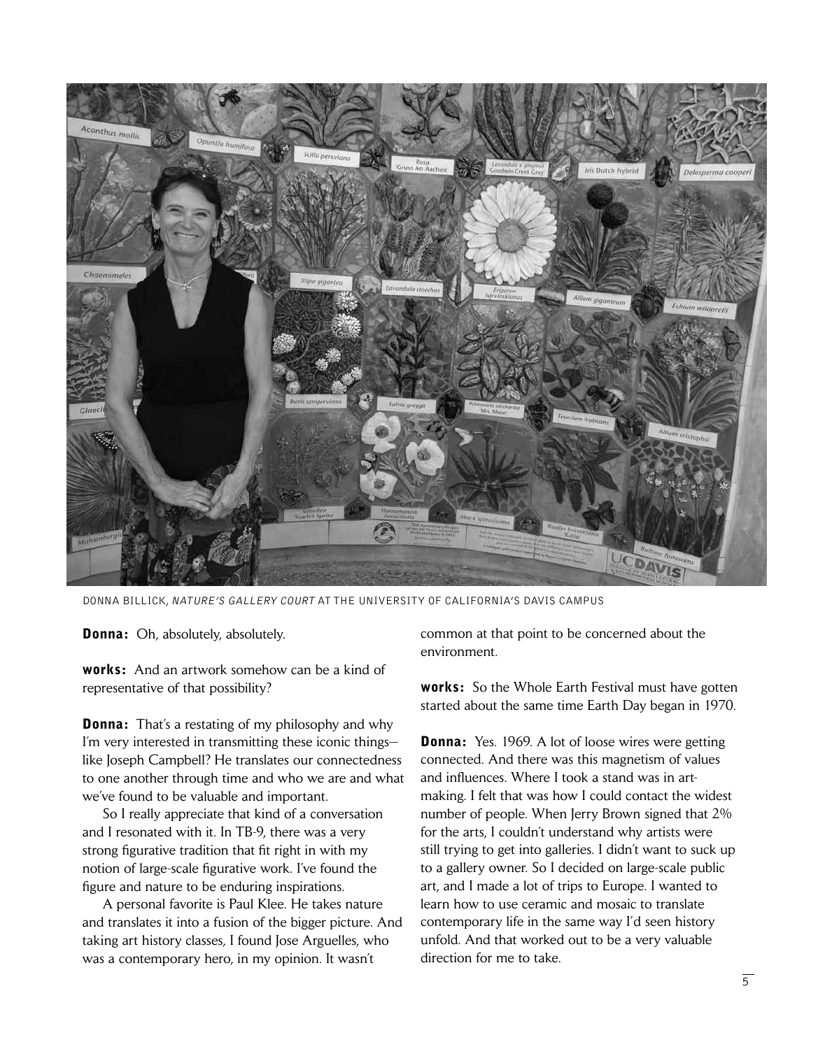DONNA BILLICK, *NATURE'S GALLERY COURT* AT THE UNIVERSITY OF CALIFORNIA'S DAVIS CAMPUS

**Donna:** Oh, absolutely, absolutely.

**works:** And an artwork somehow can be a kind of representative of that possibility?

**Donna:** That's a restating of my philosophy and why I'm very interested in transmitting these iconic things—like Joseph Campbell? He translates our connectedness to one another through time and who we are and what we've found to be valuable and important.

So I really appreciate that kind of a conversation and I resonated with it. In TB-9, there was a very strong figurative tradition that fit right in with my notion of large-scale figurative work. I've found the figure and nature to be enduring inspirations.

A personal favorite is Paul Klee. He takes nature and translates it into a fusion of the bigger picture. And taking art history classes, I found Jose Arguelles, who was a contemporary hero, in my opinion. It wasn't common at that point to be concerned about the environment.

**works:** So the Whole Earth Festival must have gotten started about the same time Earth Day began in 1970.

**Donna:** Yes. 1969. A lot of loose wires were getting connected. And there was this magnetism of values and influences. Where I took a stand was in art-making. I felt that was how I could contact the widest number of people. When Jerry Brown signed that 2% for the arts, I couldn't understand why artists were still trying to get into galleries. I didn't want to suck up to a gallery owner. So I decided on large-scale public art, and I made a lot of trips to Europe. I wanted to learn how to use ceramic and mosaic to translate contemporary life in the same way I'd seen history unfold. And that worked out to be a very valuable direction for me to take.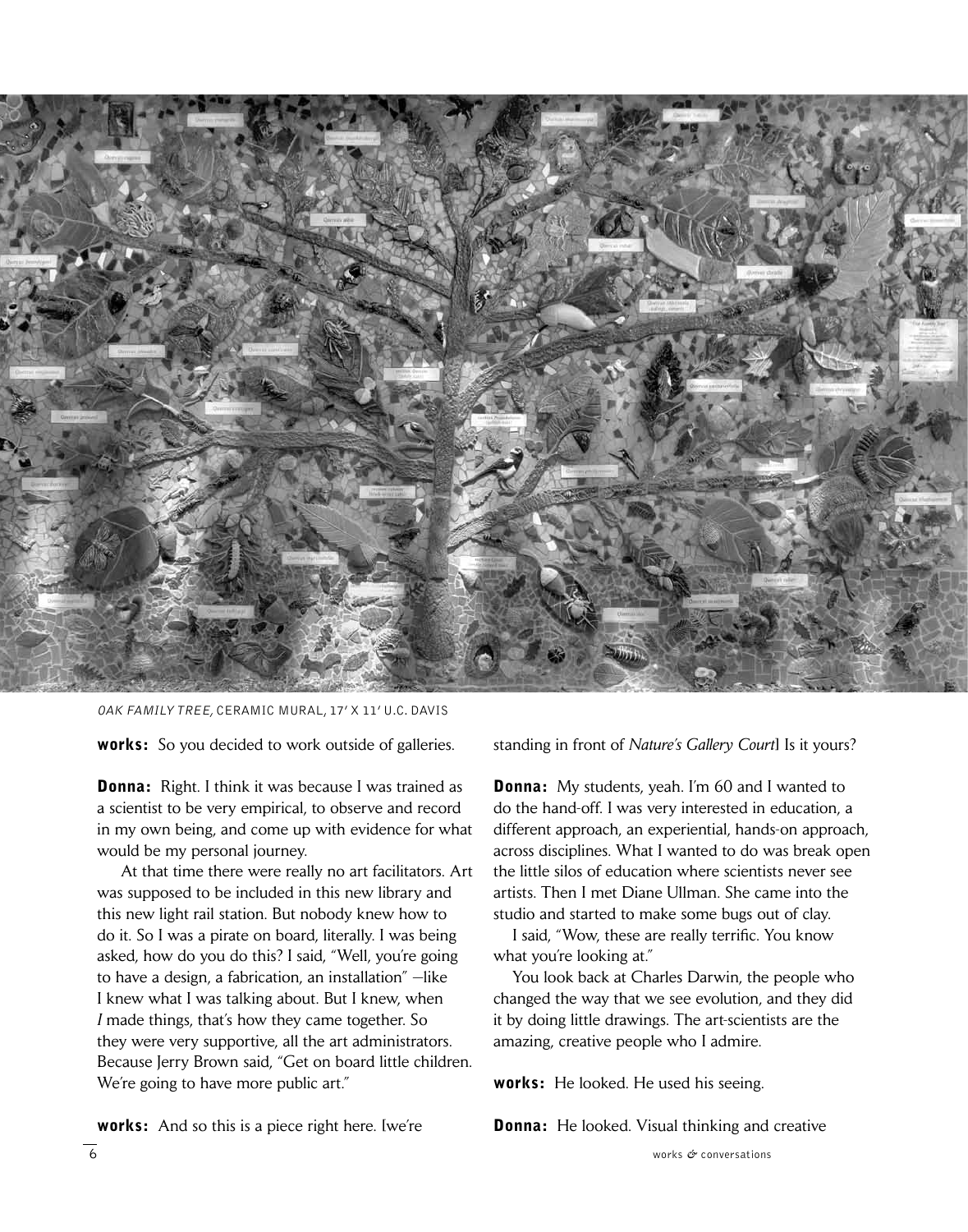*OAK FAMILY TREE,* CERAMIC MURAL, 17' X 11' U.C. DAVIS

**works:** So you decided to work outside of galleries.

**Donna:** Right. I think it was because I was trained as a scientist to be very empirical, to observe and record in my own being, and come up with evidence for what would be my personal journey.

At that time there were really no art facilitators. Art was supposed to be included in this new library and this new light rail station. But nobody knew how to do it. So I was a pirate on board, literally. I was being asked, how do you do this? I said, "Well, you're going to have a design, a fabrication, an installation" —like I knew what I was talking about. But I knew, when *I* made things, that's how they came together. So they were very supportive, all the art administrators. Because Jerry Brown said, "Get on board little children. We're going to have more public art."

**works:** And so this is a piece right here. [we're standing in front of *Nature's Gallery Court*] Is it yours?

**Donna:** My students, yeah. I'm 60 and I wanted to do the hand-off. I was very interested in education, a different approach, an experiential, hands-on approach, across disciplines. What I wanted to do was break open the little silos of education where scientists never see artists. Then I met Diane Ullman. She came into the studio and started to make some bugs out of clay.

I said, "Wow, these are really terrific. You know what you're looking at."

You look back at Charles Darwin, the people who changed the way that we see evolution, and they did it by doing little drawings. The art-scientists are the amazing, creative people who I admire.

**works:** He looked. He used his seeing.

**Donna:** He looked. Visual thinking and creative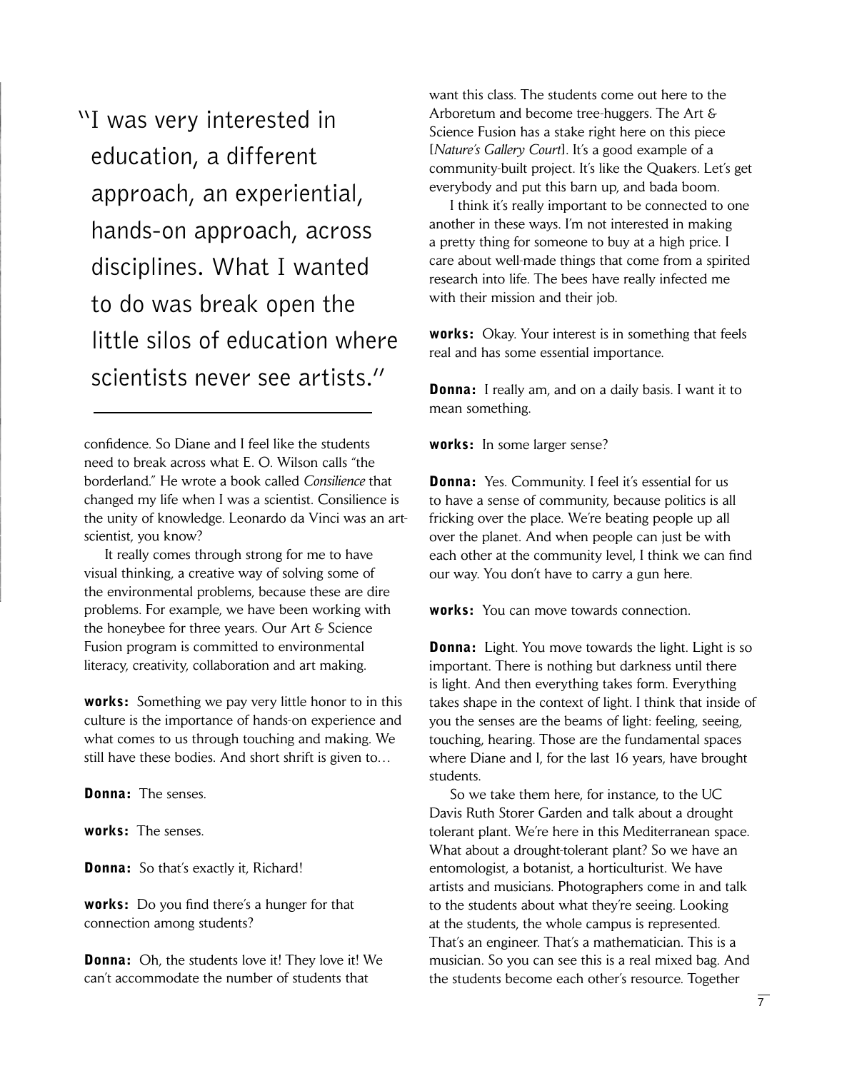> "I was very interested in education, a different approach, an experiential, hands-on approach, across disciplines. What I wanted to do was break open the little silos of education where scientists never see artists."

confidence. So Diane and I feel like the students need to break across what E. O. Wilson calls "the borderland." He wrote a book called *Consilience* that changed my life when I was a scientist. Consilience is the unity of knowledge. Leonardo da Vinci was an art-scientist, you know?

It really comes through strong for me to have visual thinking, a creative way of solving some of the environmental problems, because these are dire problems. For example, we have been working with the honeybee for three years. Our Art & Science Fusion program is committed to environmental literacy, creativity, collaboration and art making.

**works:** Something we pay very little honor to in this culture is the importance of hands-on experience and what comes to us through touching and making. We still have these bodies. And short shrift is given to…

**Donna:** The senses.

**works:** The senses.

**Donna:** So that's exactly it, Richard!

**works:** Do you find there's a hunger for that connection among students?

**Donna:** Oh, the students love it! They love it! We can't accommodate the number of students that want this class. The students come out here to the Arboretum and become tree-huggers. The Art & Science Fusion has a stake right here on this piece [*Nature's Gallery Court*]. It's a good example of a community-built project. It's like the Quakers. Let's get everybody and put this barn up, and bada boom.

I think it's really important to be connected to one another in these ways. I'm not interested in making a pretty thing for someone to buy at a high price. I care about well-made things that come from a spirited research into life. The bees have really infected me with their mission and their job.

**works:** Okay. Your interest is in something that feels real and has some essential importance.

**Donna:** I really am, and on a daily basis. I want it to mean something.

**works:** In some larger sense?

**Donna:** Yes. Community. I feel it's essential for us to have a sense of community, because politics is all fricking over the place. We're beating people up all over the planet. And when people can just be with each other at the community level, I think we can find our way. You don't have to carry a gun here.

**works:** You can move towards connection.

**Donna:** Light. You move towards the light. Light is so important. There is nothing but darkness until there is light. And then everything takes form. Everything takes shape in the context of light. I think that inside of you the senses are the beams of light: feeling, seeing, touching, hearing. Those are the fundamental spaces where Diane and I, for the last 16 years, have brought students.

So we take them here, for instance, to the UC Davis Ruth Storer Garden and talk about a drought tolerant plant. We're here in this Mediterranean space. What about a drought-tolerant plant? So we have an entomologist, a botanist, a horticulturist. We have artists and musicians. Photographers come in and talk to the students about what they're seeing. Looking at the students, the whole campus is represented. That's an engineer. That's a mathematician. This is a musician. So you can see this is a real mixed bag. And the students become each other's resource. Together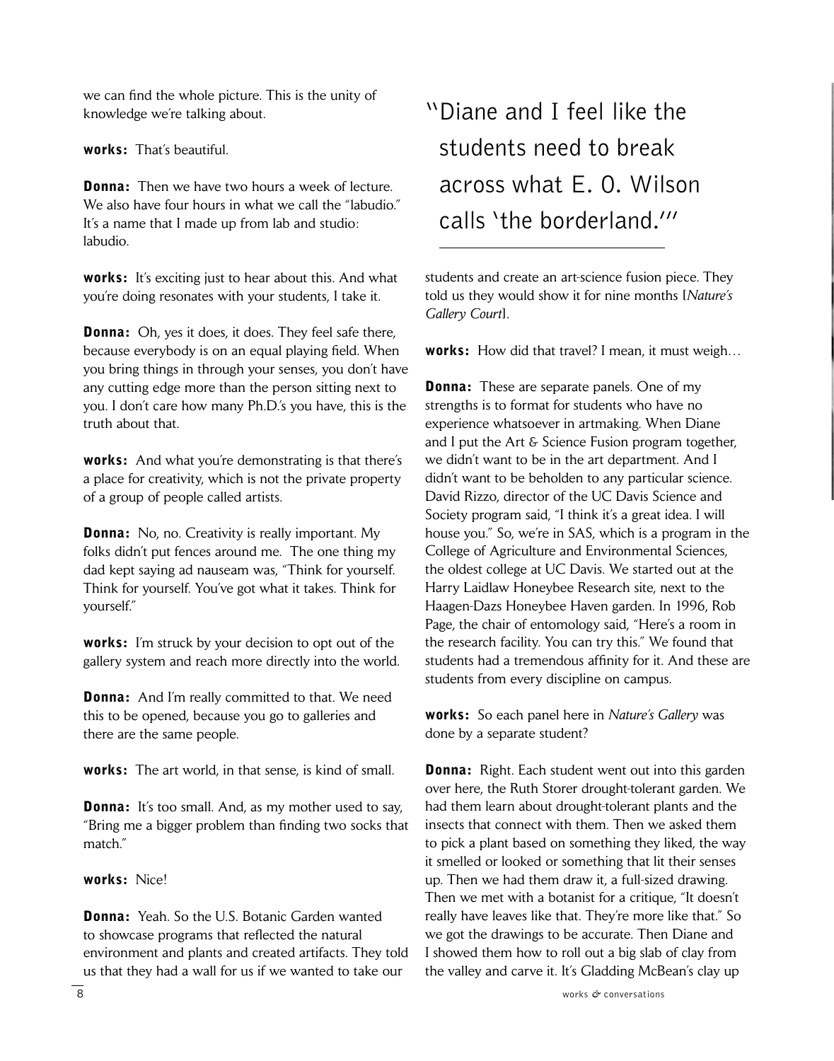we can find the whole picture. This is the unity of knowledge we're talking about.

**works:** That's beautiful.

**Donna:** Then we have two hours a week of lecture. We also have four hours in what we call the "labudio." It's a name that I made up from lab and studio: labudio.

**works:** It's exciting just to hear about this. And what you're doing resonates with your students, I take it.

**Donna:** Oh, yes it does, it does. They feel safe there, because everybody is on an equal playing field. When you bring things in through your senses, you don't have any cutting edge more than the person sitting next to you. I don't care how many Ph.D.'s you have, this is the truth about that.

**works:** And what you're demonstrating is that there's a place for creativity, which is not the private property of a group of people called artists.

**Donna:** No, no. Creativity is really important. My folks didn't put fences around me. The one thing my dad kept saying ad nauseam was, "Think for yourself. Think for yourself. You've got what it takes. Think for yourself."

**works:** I'm struck by your decision to opt out of the gallery system and reach more directly into the world.

**Donna:** And I'm really committed to that. We need this to be opened, because you go to galleries and there are the same people.

**works:** The art world, in that sense, is kind of small.

**Donna:** It's too small. And, as my mother used to say, "Bring me a bigger problem than finding two socks that match."

**works:** Nice!

**Donna:** Yeah. So the U.S. Botanic Garden wanted to showcase programs that reflected the natural environment and plants and created artifacts. They told us that they had a wall for us if we wanted to take our students and create an art-science fusion piece. They told us they would show it for nine months [*Nature's Gallery Court*].

> "Diane and I feel like the students need to break across what E. O. Wilson calls 'the borderland.'"

**works:** How did that travel? I mean, it must weigh…

**Donna:** These are separate panels. One of my strengths is to format for students who have no experience whatsoever in artmaking. When Diane and I put the Art & Science Fusion program together, we didn't want to be in the art department. And I didn't want to be beholden to any particular science. David Rizzo, director of the UC Davis Science and Society program said, "I think it's a great idea. I will house you." So, we're in SAS, which is a program in the College of Agriculture and Environmental Sciences, the oldest college at UC Davis. We started out at the Harry Laidlaw Honeybee Research site, next to the Haagen-Dazs Honeybee Haven garden. In 1996, Rob Page, the chair of entomology said, "Here's a room in the research facility. You can try this." We found that students had a tremendous affinity for it. And these are students from every discipline on campus.

**works:** So each panel here in *Nature's Gallery* was done by a separate student?

**Donna:** Right. Each student went out into this garden over here, the Ruth Storer drought-tolerant garden. We had them learn about drought-tolerant plants and the insects that connect with them. Then we asked them to pick a plant based on something they liked, the way it smelled or looked or something that lit their senses up. Then we had them draw it, a full-sized drawing. Then we met with a botanist for a critique, "It doesn't really have leaves like that. They're more like that." So we got the drawings to be accurate. Then Diane and I showed them how to roll out a big slab of clay from the valley and carve it. It's Gladding McBean's clay up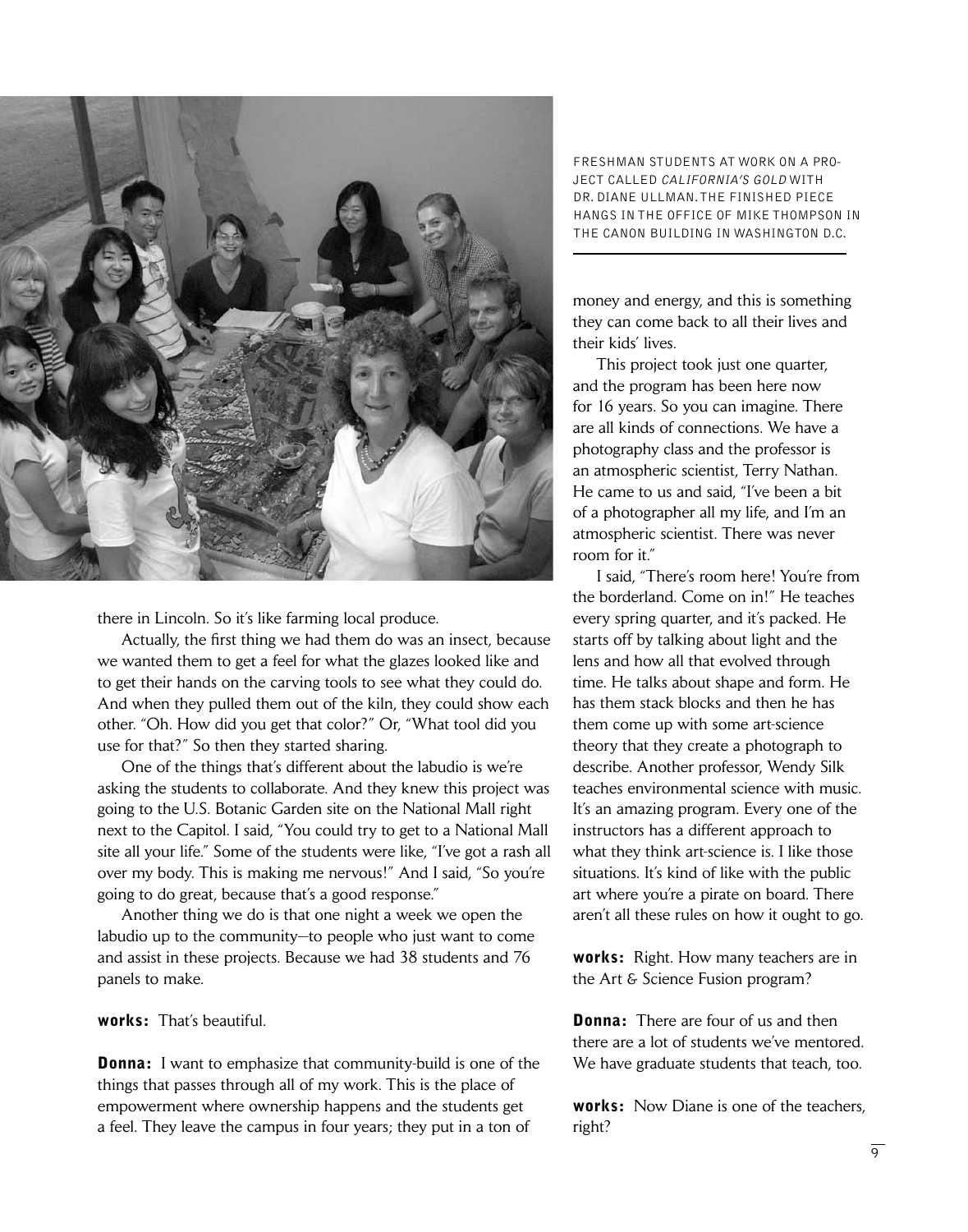FRESHMAN STUDENTS AT WORK ON A PROJECT CALLED *CALIFORNIA'S GOLD* WITH DR. DIANE ULLMAN. THE FINISHED PIECE HANGS IN THE OFFICE OF MIKE THOMPSON IN THE CANON BUILDING IN WASHINGTON D.C.

there in Lincoln. So it's like farming local produce.

Actually, the first thing we had them do was an insect, because we wanted them to get a feel for what the glazes looked like and to get their hands on the carving tools to see what they could do. And when they pulled them out of the kiln, they could show each other. "Oh. How did you get that color?" Or, "What tool did you use for that?" So then they started sharing.

One of the things that's different about the labudio is we're asking the students to collaborate. And they knew this project was going to the U.S. Botanic Garden site on the National Mall right next to the Capitol. I said, "You could try to get to a National Mall site all your life." Some of the students were like, "I've got a rash all over my body. This is making me nervous!" And I said, "So you're going to do great, because that's a good response."

Another thing we do is that one night a week we open the labudio up to the community—to people who just want to come and assist in these projects. Because we had 38 students and 76 panels to make.

**works:** That's beautiful.

**Donna:** I want to emphasize that community-build is one of the things that passes through all of my work. This is the place of empowerment where ownership happens and the students get a feel. They leave the campus in four years; they put in a ton of money and energy, and this is something they can come back to all their lives and their kids' lives.

This project took just one quarter, and the program has been here now for 16 years. So you can imagine. There are all kinds of connections. We have a photography class and the professor is an atmospheric scientist, Terry Nathan. He came to us and said, "I've been a bit of a photographer all my life, and I'm an atmospheric scientist. There was never room for it."

I said, "There's room here! You're from the borderland. Come on in!" He teaches every spring quarter, and it's packed. He starts off by talking about light and the lens and how all that evolved through time. He talks about shape and form. He has them stack blocks and then he has them come up with some art-science theory that they create a photograph to describe. Another professor, Wendy Silk teaches environmental science with music. It's an amazing program. Every one of the instructors has a different approach to what they think art-science is. I like those situations. It's kind of like with the public art where you're a pirate on board. There aren't all these rules on how it ought to go.

**works:** Right. How many teachers are in the Art & Science Fusion program?

**Donna:** There are four of us and then there are a lot of students we've mentored. We have graduate students that teach, too.

**works:** Now Diane is one of the teachers, right?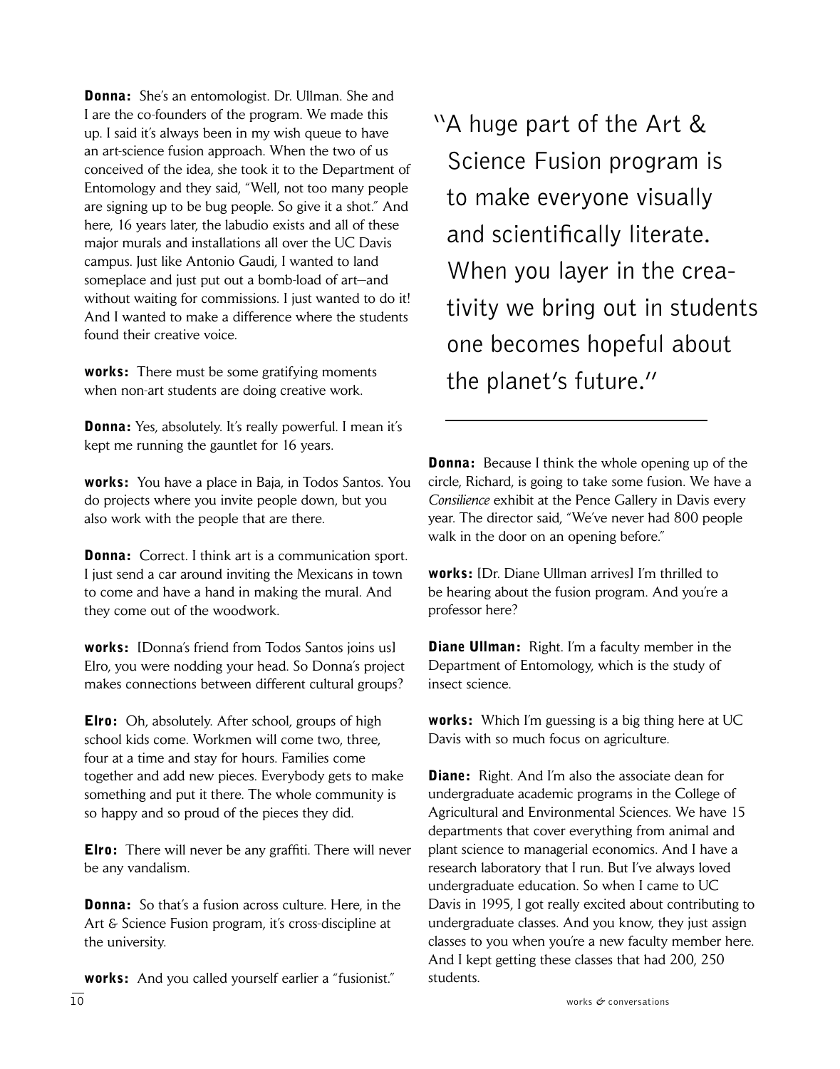**Donna:** She's an entomologist. Dr. Ullman. She and I are the co-founders of the program. We made this up. I said it's always been in my wish queue to have an art-science fusion approach. When the two of us conceived of the idea, she took it to the Department of Entomology and they said, "Well, not too many people are signing up to be bug people. So give it a shot." And here, 16 years later, the labudio exists and all of these major murals and installations all over the UC Davis campus. Just like Antonio Gaudi, I wanted to land someplace and just put out a bomb-load of art—and without waiting for commissions. I just wanted to do it! And I wanted to make a difference where the students found their creative voice.

**works:** There must be some gratifying moments when non-art students are doing creative work.

**Donna:** Yes, absolutely. It's really powerful. I mean it's kept me running the gauntlet for 16 years.

**works:** You have a place in Baja, in Todos Santos. You do projects where you invite people down, but you also work with the people that are there.

**Donna:** Correct. I think art is a communication sport. I just send a car around inviting the Mexicans in town to come and have a hand in making the mural. And they come out of the woodwork.

**works:** [Donna's friend from Todos Santos joins us] Elro, you were nodding your head. So Donna's project makes connections between different cultural groups?

**Elro:** Oh, absolutely. After school, groups of high school kids come. Workmen will come two, three, four at a time and stay for hours. Families come together and add new pieces. Everybody gets to make something and put it there. The whole community is so happy and so proud of the pieces they did.

**Elro:** There will never be any graffiti. There will never be any vandalism.

**Donna:** So that's a fusion across culture. Here, in the Art & Science Fusion program, it's cross-discipline at the university.

**works:** And you called yourself earlier a "fusionist."

> "A huge part of the Art & Science Fusion program is to make everyone visually and scientifically literate. When you layer in the creativity we bring out in students one becomes hopeful about the planet's future."

**Donna:** Because I think the whole opening up of the circle, Richard, is going to take some fusion. We have a *Consilience* exhibit at the Pence Gallery in Davis every year. The director said, "We've never had 800 people walk in the door on an opening before."

**works:** [Dr. Diane Ullman arrives] I'm thrilled to be hearing about the fusion program. And you're a professor here?

**Diane Ullman:** Right. I'm a faculty member in the Department of Entomology, which is the study of insect science.

**works:** Which I'm guessing is a big thing here at UC Davis with so much focus on agriculture.

**Diane:** Right. And I'm also the associate dean for undergraduate academic programs in the College of Agricultural and Environmental Sciences. We have 15 departments that cover everything from animal and plant science to managerial economics. And I have a research laboratory that I run. But I've always loved undergraduate education. So when I came to UC Davis in 1995, I got really excited about contributing to undergraduate classes. And you know, they just assign classes to you when you're a new faculty member here. And I kept getting these classes that had 200, 250 students.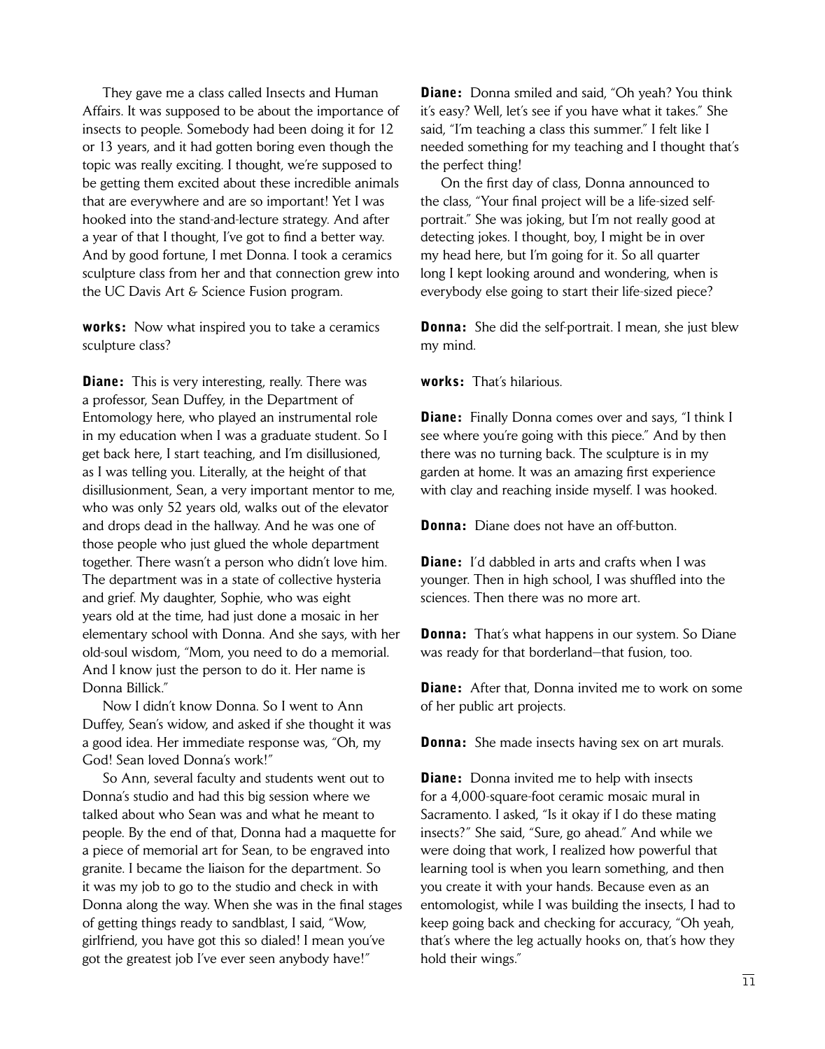They gave me a class called Insects and Human Affairs. It was supposed to be about the importance of insects to people. Somebody had been doing it for 12 or 13 years, and it had gotten boring even though the topic was really exciting. I thought, we're supposed to be getting them excited about these incredible animals that are everywhere and are so important! Yet I was hooked into the stand-and-lecture strategy. And after a year of that I thought, I've got to find a better way. And by good fortune, I met Donna. I took a ceramics sculpture class from her and that connection grew into the UC Davis Art & Science Fusion program.

**works:** Now what inspired you to take a ceramics sculpture class?

**Diane:** This is very interesting, really. There was a professor, Sean Duffey, in the Department of Entomology here, who played an instrumental role in my education when I was a graduate student. So I get back here, I start teaching, and I'm disillusioned, as I was telling you. Literally, at the height of that disillusionment, Sean, a very important mentor to me, who was only 52 years old, walks out of the elevator and drops dead in the hallway. And he was one of those people who just glued the whole department together. There wasn't a person who didn't love him. The department was in a state of collective hysteria and grief. My daughter, Sophie, who was eight years old at the time, had just done a mosaic in her elementary school with Donna. And she says, with her old-soul wisdom, "Mom, you need to do a memorial. And I know just the person to do it. Her name is Donna Billick."

Now I didn't know Donna. So I went to Ann Duffey, Sean's widow, and asked if she thought it was a good idea. Her immediate response was, "Oh, my God! Sean loved Donna's work!"

So Ann, several faculty and students went out to Donna's studio and had this big session where we talked about who Sean was and what he meant to people. By the end of that, Donna had a maquette for a piece of memorial art for Sean, to be engraved into granite. I became the liaison for the department. So it was my job to go to the studio and check in with Donna along the way. When she was in the final stages of getting things ready to sandblast, I said, "Wow, girlfriend, you have got this so dialed! I mean you've got the greatest job I've ever seen anybody have!"

**Diane:** Donna smiled and said, "Oh yeah? You think it's easy? Well, let's see if you have what it takes." She said, "I'm teaching a class this summer." I felt like I needed something for my teaching and I thought that's the perfect thing!

On the first day of class, Donna announced to the class, "Your final project will be a life-sized self-portrait." She was joking, but I'm not really good at detecting jokes. I thought, boy, I might be in over my head here, but I'm going for it. So all quarter long I kept looking around and wondering, when is everybody else going to start their life-sized piece?

**Donna:** She did the self-portrait. I mean, she just blew my mind.

**works:** That's hilarious.

**Diane:** Finally Donna comes over and says, "I think I see where you're going with this piece." And by then there was no turning back. The sculpture is in my garden at home. It was an amazing first experience with clay and reaching inside myself. I was hooked.

**Donna:** Diane does not have an off-button.

**Diane:** I'd dabbled in arts and crafts when I was younger. Then in high school, I was shuffled into the sciences. Then there was no more art.

**Donna:** That's what happens in our system. So Diane was ready for that borderland—that fusion, too.

**Diane:** After that, Donna invited me to work on some of her public art projects.

**Donna:** She made insects having sex on art murals.

**Diane:** Donna invited me to help with insects for a 4,000-square-foot ceramic mosaic mural in Sacramento. I asked, "Is it okay if I do these mating insects?" She said, "Sure, go ahead." And while we were doing that work, I realized how powerful that learning tool is when you learn something, and then you create it with your hands. Because even as an entomologist, while I was building the insects, I had to keep going back and checking for accuracy, "Oh yeah, that's where the leg actually hooks on, that's how they hold their wings."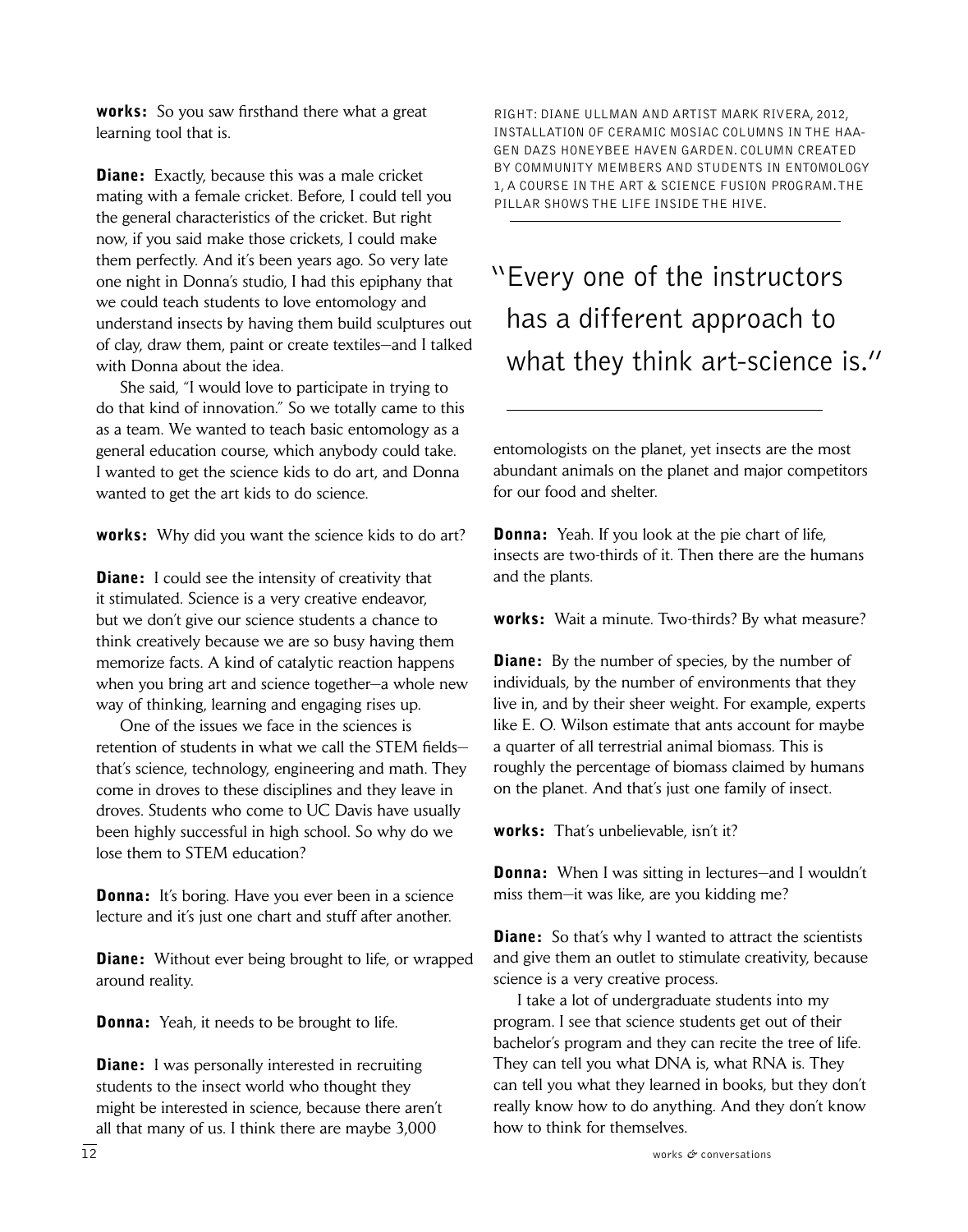**works:** So you saw firsthand there what a great learning tool that is.

**Diane:** Exactly, because this was a male cricket mating with a female cricket. Before, I could tell you the general characteristics of the cricket. But right now, if you said make those crickets, I could make them perfectly. And it's been years ago. So very late one night in Donna's studio, I had this epiphany that we could teach students to love entomology and understand insects by having them build sculptures out of clay, draw them, paint or create textiles—and I talked with Donna about the idea.

She said, "I would love to participate in trying to do that kind of innovation." So we totally came to this as a team. We wanted to teach basic entomology as a general education course, which anybody could take. I wanted to get the science kids to do art, and Donna wanted to get the art kids to do science.

**works:** Why did you want the science kids to do art?

**Diane:** I could see the intensity of creativity that it stimulated. Science is a very creative endeavor, but we don't give our science students a chance to think creatively because we are so busy having them memorize facts. A kind of catalytic reaction happens when you bring art and science together—a whole new way of thinking, learning and engaging rises up.

One of the issues we face in the sciences is retention of students in what we call the STEM fields—that's science, technology, engineering and math. They come in droves to these disciplines and they leave in droves. Students who come to UC Davis have usually been highly successful in high school. So why do we lose them to STEM education?

**Donna:** It's boring. Have you ever been in a science lecture and it's just one chart and stuff after another.

**Diane:** Without ever being brought to life, or wrapped around reality.

**Donna:** Yeah, it needs to be brought to life.

**Diane:** I was personally interested in recruiting students to the insect world who thought they might be interested in science, because there aren't all that many of us. I think there are maybe 3,000 entomologists on the planet, yet insects are the most abundant animals on the planet and major competitors for our food and shelter.

**Donna:** Yeah. If you look at the pie chart of life, insects are two-thirds of it. Then there are the humans and the plants.

**works:** Wait a minute. Two-thirds? By what measure?

**Diane:** By the number of species, by the number of individuals, by the number of environments that they live in, and by their sheer weight. For example, experts like E. O. Wilson estimate that ants account for maybe a quarter of all terrestrial animal biomass. This is roughly the percentage of biomass claimed by humans on the planet. And that's just one family of insect.

**works:** That's unbelievable, isn't it?

**Donna:** When I was sitting in lectures—and I wouldn't miss them—it was like, are you kidding me?

**Diane:** So that's why I wanted to attract the scientists and give them an outlet to stimulate creativity, because science is a very creative process.

I take a lot of undergraduate students into my program. I see that science students get out of their bachelor's program and they can recite the tree of life. They can tell you what DNA is, what RNA is. They can tell you what they learned in books, but they don't really know how to do anything. And they don't know how to think for themselves.

RIGHT: DIANE ULLMAN AND ARTIST MARK RIVERA, 2012, INSTALLATION OF CERAMIC MOSIAC COLUMNS IN THE HAAGEN DAZS HONEYBEE HAVEN GARDEN. COLUMN CREATED BY COMMUNITY MEMBERS AND STUDENTS IN ENTOMOLOGY 1, A COURSE IN THE ART & SCIENCE FUSION PROGRAM. THE PILLAR SHOWS THE LIFE INSIDE THE HIVE.

> "Every one of the instructors has a different approach to what they think art-science is."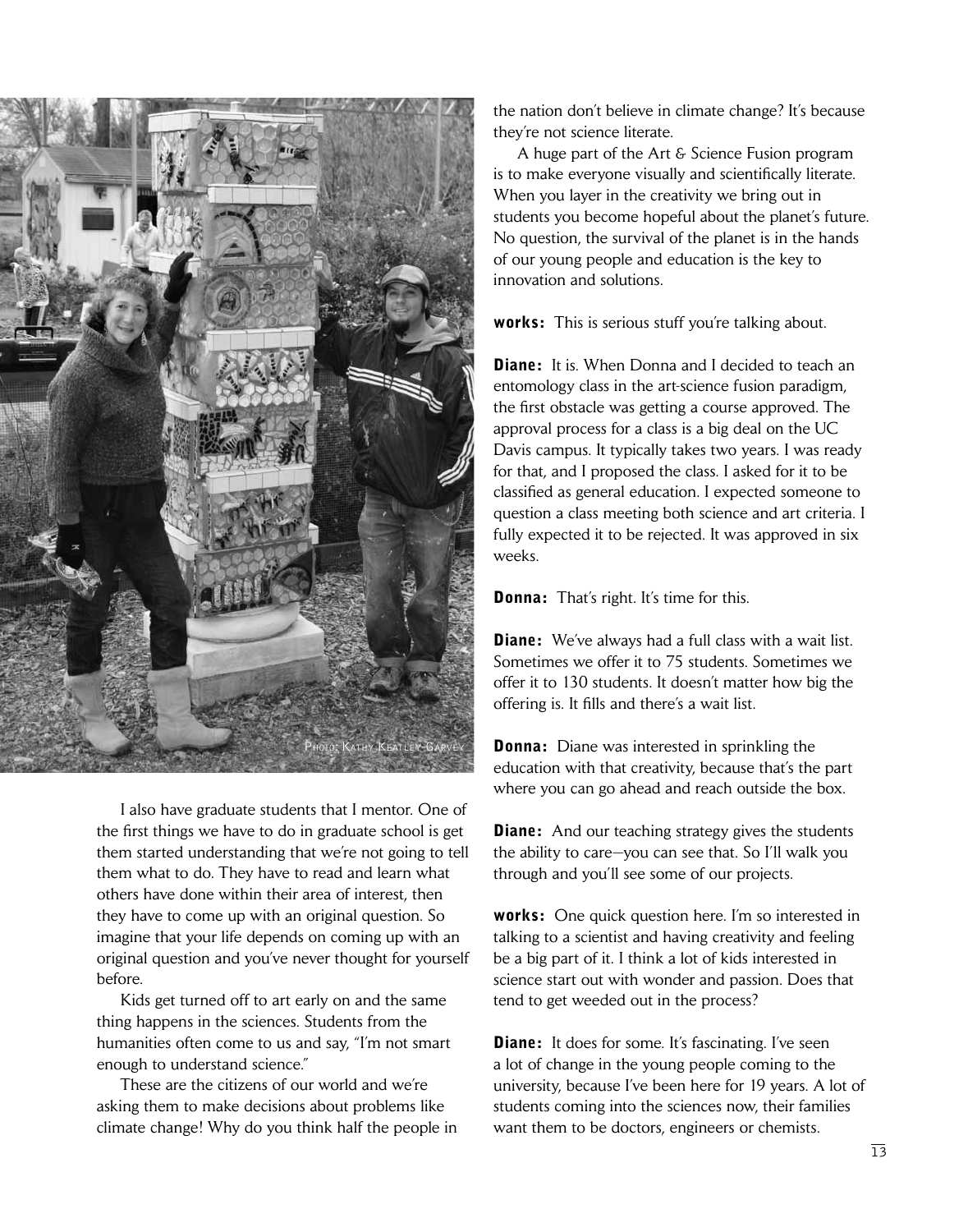Photo: Kathy Keatley Garvey

I also have graduate students that I mentor. One of the first things we have to do in graduate school is get them started understanding that we're not going to tell them what to do. They have to read and learn what others have done within their area of interest, then they have to come up with an original question. So imagine that your life depends on coming up with an original question and you've never thought for yourself before.

Kids get turned off to art early on and the same thing happens in the sciences. Students from the humanities often come to us and say, "I'm not smart enough to understand science."

These are the citizens of our world and we're asking them to make decisions about problems like climate change! Why do you think half the people in the nation don't believe in climate change? It's because they're not science literate.

A huge part of the Art & Science Fusion program is to make everyone visually and scientifically literate. When you layer in the creativity we bring out in students you become hopeful about the planet's future. No question, the survival of the planet is in the hands of our young people and education is the key to innovation and solutions.

**works:** This is serious stuff you're talking about.

**Diane:** It is. When Donna and I decided to teach an entomology class in the art-science fusion paradigm, the first obstacle was getting a course approved. The approval process for a class is a big deal on the UC Davis campus. It typically takes two years. I was ready for that, and I proposed the class. I asked for it to be classified as general education. I expected someone to question a class meeting both science and art criteria. I fully expected it to be rejected. It was approved in six weeks.

**Donna:** That's right. It's time for this.

**Diane:** We've always had a full class with a wait list. Sometimes we offer it to 75 students. Sometimes we offer it to 130 students. It doesn't matter how big the offering is. It fills and there's a wait list.

**Donna:** Diane was interested in sprinkling the education with that creativity, because that's the part where you can go ahead and reach outside the box.

**Diane:** And our teaching strategy gives the students the ability to care—you can see that. So I'll walk you through and you'll see some of our projects.

**works:** One quick question here. I'm so interested in talking to a scientist and having creativity and feeling be a big part of it. I think a lot of kids interested in science start out with wonder and passion. Does that tend to get weeded out in the process?

**Diane:** It does for some. It's fascinating. I've seen a lot of change in the young people coming to the university, because I've been here for 19 years. A lot of students coming into the sciences now, their families want them to be doctors, engineers or chemists.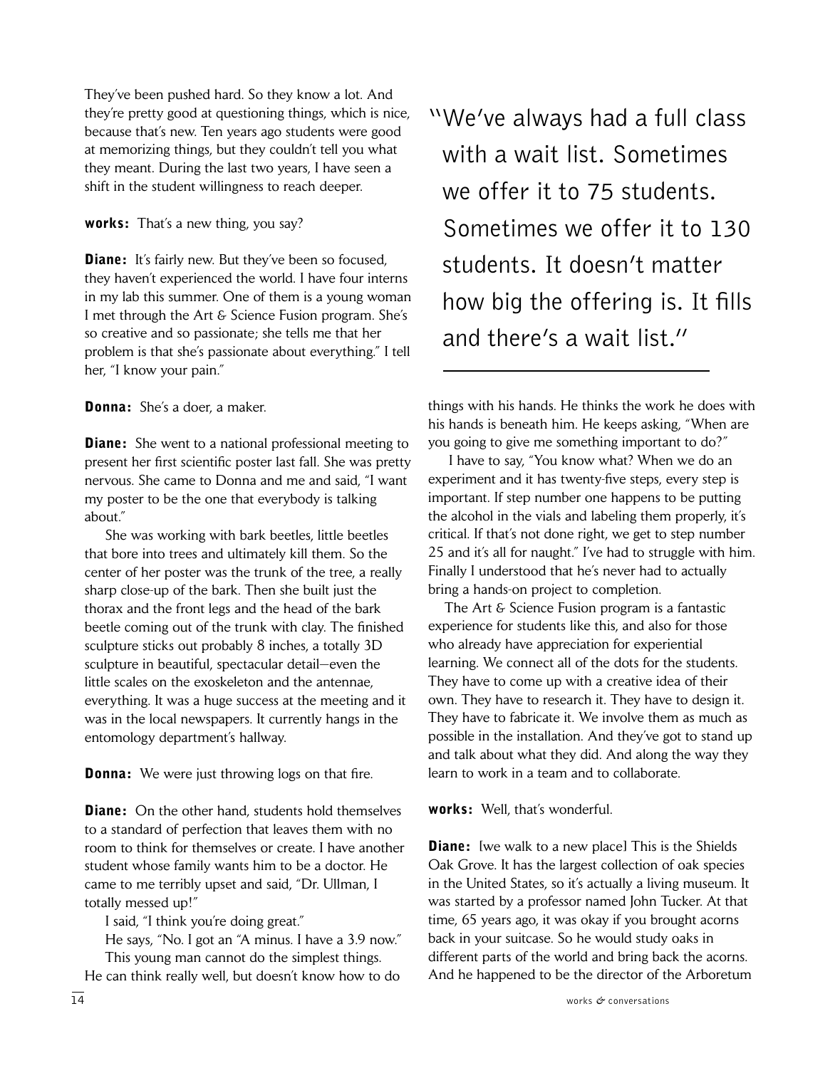They've been pushed hard. So they know a lot. And they're pretty good at questioning things, which is nice, because that's new. Ten years ago students were good at memorizing things, but they couldn't tell you what they meant. During the last two years, I have seen a shift in the student willingness to reach deeper.

**works:** That's a new thing, you say?

**Diane:** It's fairly new. But they've been so focused, they haven't experienced the world. I have four interns in my lab this summer. One of them is a young woman I met through the Art & Science Fusion program. She's so creative and so passionate; she tells me that her problem is that she's passionate about everything." I tell her, "I know your pain."

**Donna:** She's a doer, a maker.

**Diane:** She went to a national professional meeting to present her first scientific poster last fall. She was pretty nervous. She came to Donna and me and said, "I want my poster to be the one that everybody is talking about."

She was working with bark beetles, little beetles that bore into trees and ultimately kill them. So the center of her poster was the trunk of the tree, a really sharp close-up of the bark. Then she built just the thorax and the front legs and the head of the bark beetle coming out of the trunk with clay. The finished sculpture sticks out probably 8 inches, a totally 3D sculpture in beautiful, spectacular detail—even the little scales on the exoskeleton and the antennae, everything. It was a huge success at the meeting and it was in the local newspapers. It currently hangs in the entomology department's hallway.

**Donna:** We were just throwing logs on that fire.

**Diane:** On the other hand, students hold themselves to a standard of perfection that leaves them with no room to think for themselves or create. I have another student whose family wants him to be a doctor. He came to me terribly upset and said, "Dr. Ullman, I totally messed up!"

I said, "I think you're doing great."

He says, "No. I got an "A minus. I have a 3.9 now."

This young man cannot do the simplest things. He can think really well, but doesn't know how to do things with his hands. He thinks the work he does with his hands is beneath him. He keeps asking, "When are you going to give me something important to do?"

I have to say, "You know what? When we do an experiment and it has twenty-five steps, every step is important. If step number one happens to be putting the alcohol in the vials and labeling them properly, it's critical. If that's not done right, we get to step number 25 and it's all for naught." I've had to struggle with him. Finally I understood that he's never had to actually bring a hands-on project to completion.

The Art & Science Fusion program is a fantastic experience for students like this, and also for those who already have appreciation for experiential learning. We connect all of the dots for the students. They have to come up with a creative idea of their own. They have to research it. They have to design it. They have to fabricate it. We involve them as much as possible in the installation. And they've got to stand up and talk about what they did. And along the way they learn to work in a team and to collaborate.

> "We've always had a full class with a wait list. Sometimes we offer it to 75 students. Sometimes we offer it to 130 students. It doesn't matter how big the offering is. It fills and there's a wait list."

**works:** Well, that's wonderful.

**Diane:** [we walk to a new place] This is the Shields Oak Grove. It has the largest collection of oak species in the United States, so it's actually a living museum. It was started by a professor named John Tucker. At that time, 65 years ago, it was okay if you brought acorns back in your suitcase. So he would study oaks in different parts of the world and bring back the acorns. And he happened to be the director of the Arboretum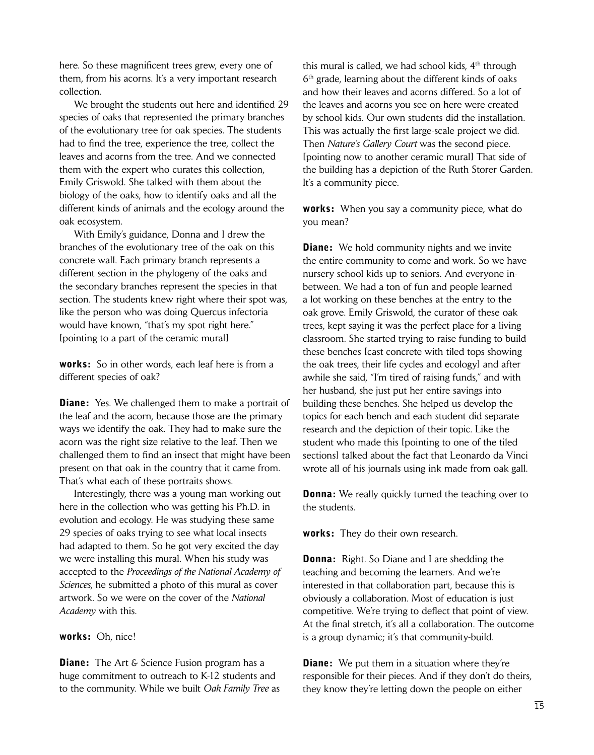here. So these magnificent trees grew, every one of them, from his acorns. It's a very important research collection.

We brought the students out here and identified 29 species of oaks that represented the primary branches of the evolutionary tree for oak species. The students had to find the tree, experience the tree, collect the leaves and acorns from the tree. And we connected them with the expert who curates this collection, Emily Griswold. She talked with them about the biology of the oaks, how to identify oaks and all the different kinds of animals and the ecology around the oak ecosystem.

With Emily's guidance, Donna and I drew the branches of the evolutionary tree of the oak on this concrete wall. Each primary branch represents a different section in the phylogeny of the oaks and the secondary branches represent the species in that section. The students knew right where their spot was, like the person who was doing Quercus infectoria would have known, "that's my spot right here." [pointing to a part of the ceramic mural]

**works:** So in other words, each leaf here is from a different species of oak?

**Diane:** Yes. We challenged them to make a portrait of the leaf and the acorn, because those are the primary ways we identify the oak. They had to make sure the acorn was the right size relative to the leaf. Then we challenged them to find an insect that might have been present on that oak in the country that it came from. That's what each of these portraits shows.

Interestingly, there was a young man working out here in the collection who was getting his Ph.D. in evolution and ecology. He was studying these same 29 species of oaks trying to see what local insects had adapted to them. So he got very excited the day we were installing this mural. When his study was accepted to the *Proceedings of the National Academy of Sciences*, he submitted a photo of this mural as cover artwork. So we were on the cover of the *National Academy* with this.

**works:** Oh, nice!

**Diane:** The Art & Science Fusion program has a huge commitment to outreach to K-12 students and to the community. While we built *Oak Family Tree* as this mural is called, we had school kids, 4th through 6th grade, learning about the different kinds of oaks and how their leaves and acorns differed. So a lot of the leaves and acorns you see on here were created by school kids. Our own students did the installation. This was actually the first large-scale project we did. Then *Nature's Gallery Court* was the second piece. [pointing now to another ceramic mural] That side of the building has a depiction of the Ruth Storer Garden. It's a community piece.

**works:** When you say a community piece, what do you mean?

**Diane:** We hold community nights and we invite the entire community to come and work. So we have nursery school kids up to seniors. And everyone in-between. We had a ton of fun and people learned a lot working on these benches at the entry to the oak grove. Emily Griswold, the curator of these oak trees, kept saying it was the perfect place for a living classroom. She started trying to raise funding to build these benches [cast concrete with tiled tops showing the oak trees, their life cycles and ecology] and after awhile she said, "I'm tired of raising funds," and with her husband, she just put her entire savings into building these benches. She helped us develop the topics for each bench and each student did separate research and the depiction of their topic. Like the student who made this [pointing to one of the tiled sections] talked about the fact that Leonardo da Vinci wrote all of his journals using ink made from oak gall.

**Donna:** We really quickly turned the teaching over to the students.

**works:** They do their own research.

**Donna:** Right. So Diane and I are shedding the teaching and becoming the learners. And we're interested in that collaboration part, because this is obviously a collaboration. Most of education is just competitive. We're trying to deflect that point of view. At the final stretch, it's all a collaboration. The outcome is a group dynamic; it's that community-build.

**Diane:** We put them in a situation where they're responsible for their pieces. And if they don't do theirs, they know they're letting down the people on either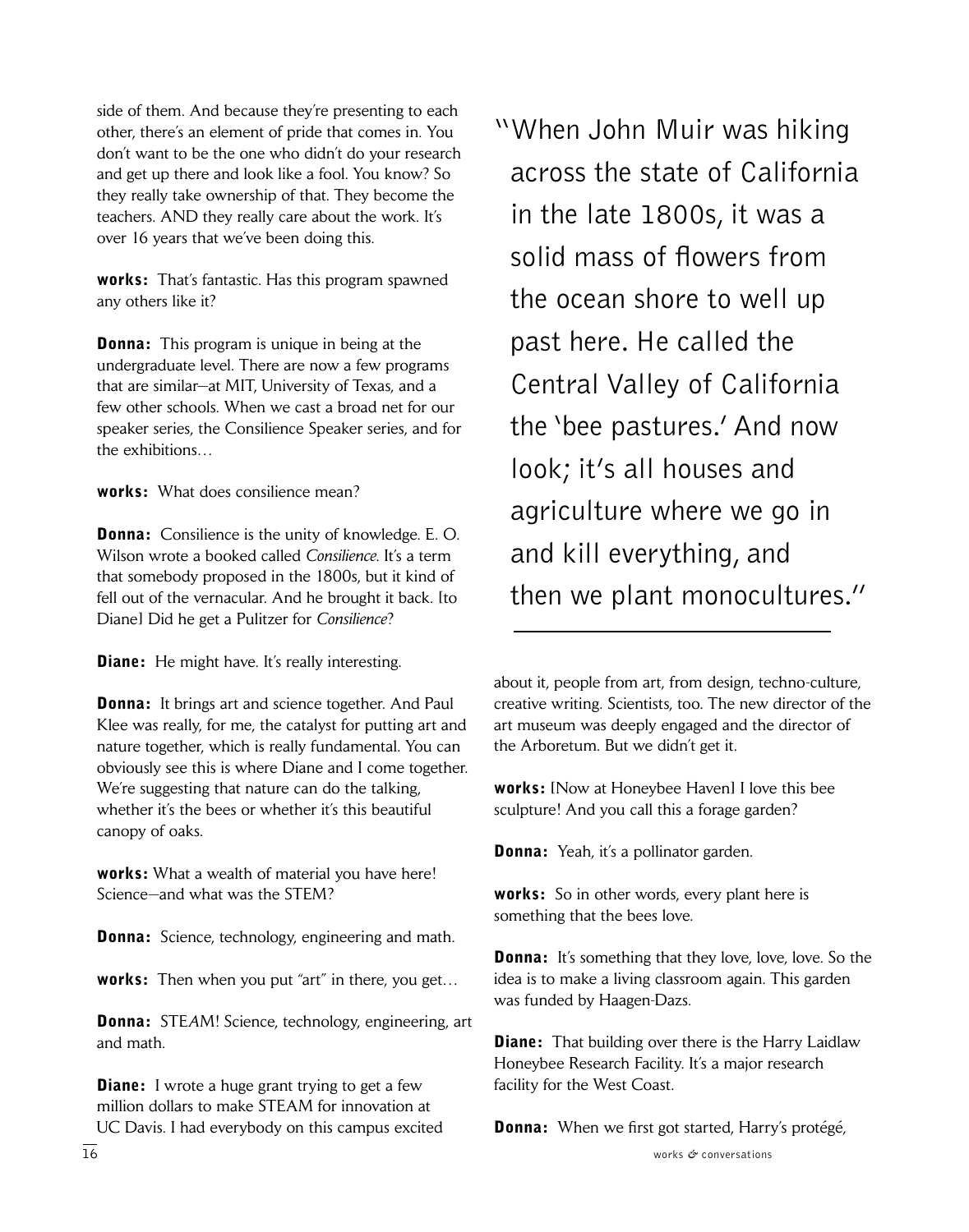side of them. And because they're presenting to each other, there's an element of pride that comes in. You don't want to be the one who didn't do your research and get up there and look like a fool. You know? So they really take ownership of that. They become the teachers. AND they really care about the work. It's over 16 years that we've been doing this.

**works:** That's fantastic. Has this program spawned any others like it?

**Donna:** This program is unique in being at the undergraduate level. There are now a few programs that are similar—at MIT, University of Texas, and a few other schools. When we cast a broad net for our speaker series, the Consilience Speaker series, and for the exhibitions…

**works:** What does consilience mean?

**Donna:** Consilience is the unity of knowledge. E. O. Wilson wrote a booked called *Consilience*. It's a term that somebody proposed in the 1800s, but it kind of fell out of the vernacular. And he brought it back. [to Diane] Did he get a Pulitzer for *Consilience*?

**Diane:** He might have. It's really interesting.

**Donna:** It brings art and science together. And Paul Klee was really, for me, the catalyst for putting art and nature together, which is really fundamental. You can obviously see this is where Diane and I come together. We're suggesting that nature can do the talking, whether it's the bees or whether it's this beautiful canopy of oaks.

**works:** What a wealth of material you have here! Science—and what was the STEM?

**Donna:** Science, technology, engineering and math.

**works:** Then when you put "art" in there, you get…

**Donna:** *STEAM*! Science, technology, engineering, art and math.

**Diane:** I wrote a huge grant trying to get a few million dollars to make STEAM for innovation at UC Davis. I had everybody on this campus excited about it, people from art, from design, techno-culture, creative writing. Scientists, too. The new director of the art museum was deeply engaged and the director of the Arboretum. But we didn't get it.

> "When John Muir was hiking across the state of California in the late 1800s, it was a solid mass of flowers from the ocean shore to well up past here. He called the Central Valley of California the 'bee pastures.' And now look; it's all houses and agriculture where we go in and kill everything, and then we plant monocultures."

**works:** [Now at Honeybee Haven] I love this bee sculpture! And you call this a forage garden?

**Donna:** Yeah, it's a pollinator garden.

**works:** So in other words, every plant here is something that the bees love.

**Donna:** It's something that they love, love, love. So the idea is to make a living classroom again. This garden was funded by Haagen-Dazs.

**Diane:** That building over there is the Harry Laidlaw Honeybee Research Facility. It's a major research facility for the West Coast.

**Donna:** When we first got started, Harry's protégé,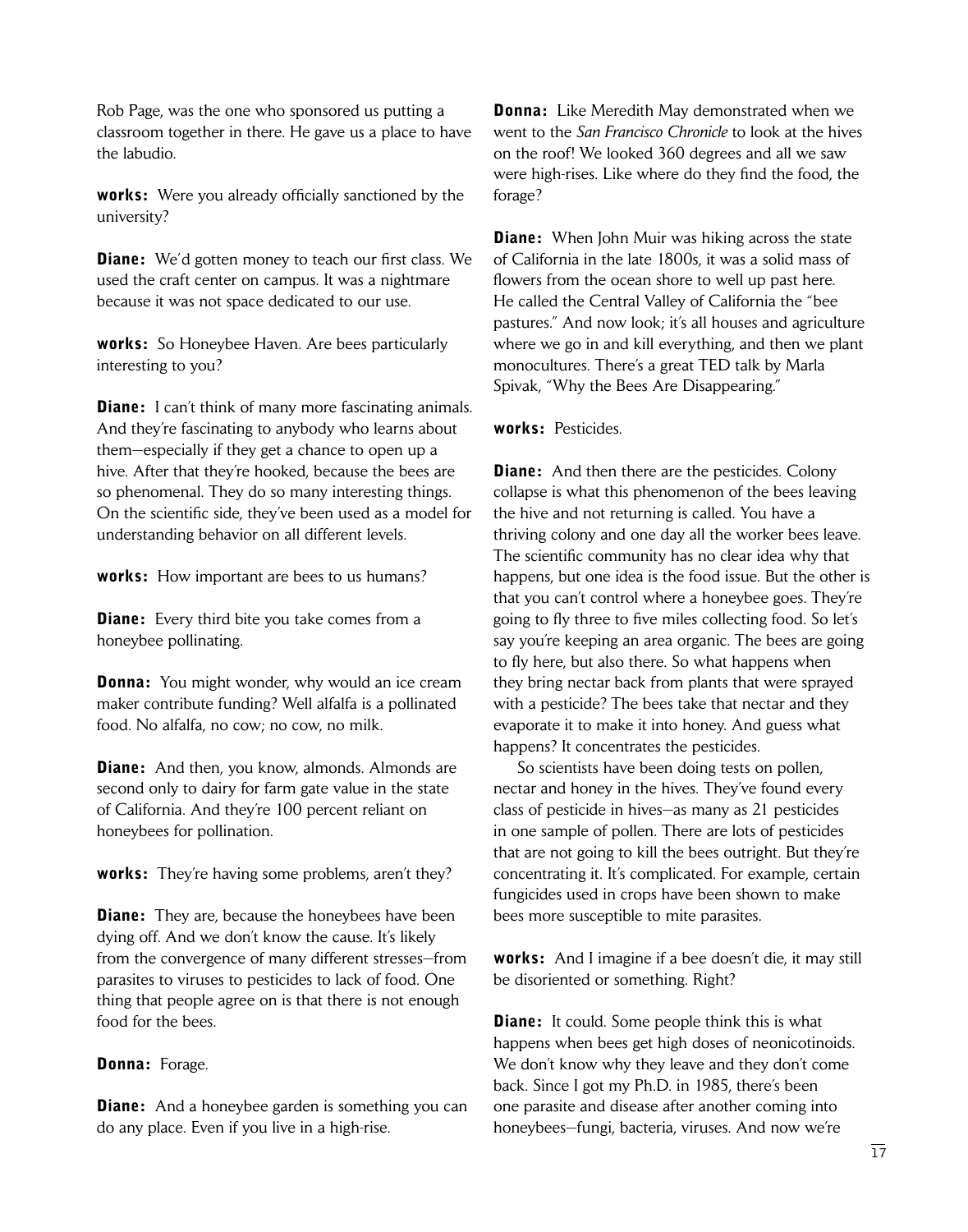Rob Page, was the one who sponsored us putting a classroom together in there. He gave us a place to have the labudio.

**works:** Were you already officially sanctioned by the university?

**Diane:** We'd gotten money to teach our first class. We used the craft center on campus. It was a nightmare because it was not space dedicated to our use.

**works:** So Honeybee Haven. Are bees particularly interesting to you?

**Diane:** I can't think of many more fascinating animals. And they're fascinating to anybody who learns about them—especially if they get a chance to open up a hive. After that they're hooked, because the bees are so phenomenal. They do so many interesting things. On the scientific side, they've been used as a model for understanding behavior on all different levels.

**works:** How important are bees to us humans?

**Diane:** Every third bite you take comes from a honeybee pollinating.

**Donna:** You might wonder, why would an ice cream maker contribute funding? Well alfalfa is a pollinated food. No alfalfa, no cow; no cow, no milk.

**Diane:** And then, you know, almonds. Almonds are second only to dairy for farm gate value in the state of California. And they're 100 percent reliant on honeybees for pollination.

**works:** They're having some problems, aren't they?

**Diane:** They are, because the honeybees have been dying off. And we don't know the cause. It's likely from the convergence of many different stresses—from parasites to viruses to pesticides to lack of food. One thing that people agree on is that there is not enough food for the bees.

**Donna:** Forage.

**Diane:** And a honeybee garden is something you can do any place. Even if you live in a high-rise.

**Donna:** Like Meredith May demonstrated when we went to the *San Francisco Chronicle* to look at the hives on the roof! We looked 360 degrees and all we saw were high-rises. Like where do they find the food, the forage?

**Diane:** When John Muir was hiking across the state of California in the late 1800s, it was a solid mass of flowers from the ocean shore to well up past here. He called the Central Valley of California the "bee pastures." And now look; it's all houses and agriculture where we go in and kill everything, and then we plant monocultures. There's a great TED talk by Marla Spivak, "Why the Bees Are Disappearing."

**works:** Pesticides.

**Diane:** And then there are the pesticides. Colony collapse is what this phenomenon of the bees leaving the hive and not returning is called. You have a thriving colony and one day all the worker bees leave. The scientific community has no clear idea why that happens, but one idea is the food issue. But the other is that you can't control where a honeybee goes. They're going to fly three to five miles collecting food. So let's say you're keeping an area organic. The bees are going to fly here, but also there. So what happens when they bring nectar back from plants that were sprayed with a pesticide? The bees take that nectar and they evaporate it to make it into honey. And guess what happens? It concentrates the pesticides.

So scientists have been doing tests on pollen, nectar and honey in the hives. They've found every class of pesticide in hives—as many as 21 pesticides in one sample of pollen. There are lots of pesticides that are not going to kill the bees outright. But they're concentrating it. It's complicated. For example, certain fungicides used in crops have been shown to make bees more susceptible to mite parasites.

**works:** And I imagine if a bee doesn't die, it may still be disoriented or something. Right?

**Diane:** It could. Some people think this is what happens when bees get high doses of neonicotinoids. We don't know why they leave and they don't come back. Since I got my Ph.D. in 1985, there's been one parasite and disease after another coming into honeybees—fungi, bacteria, viruses. And now we're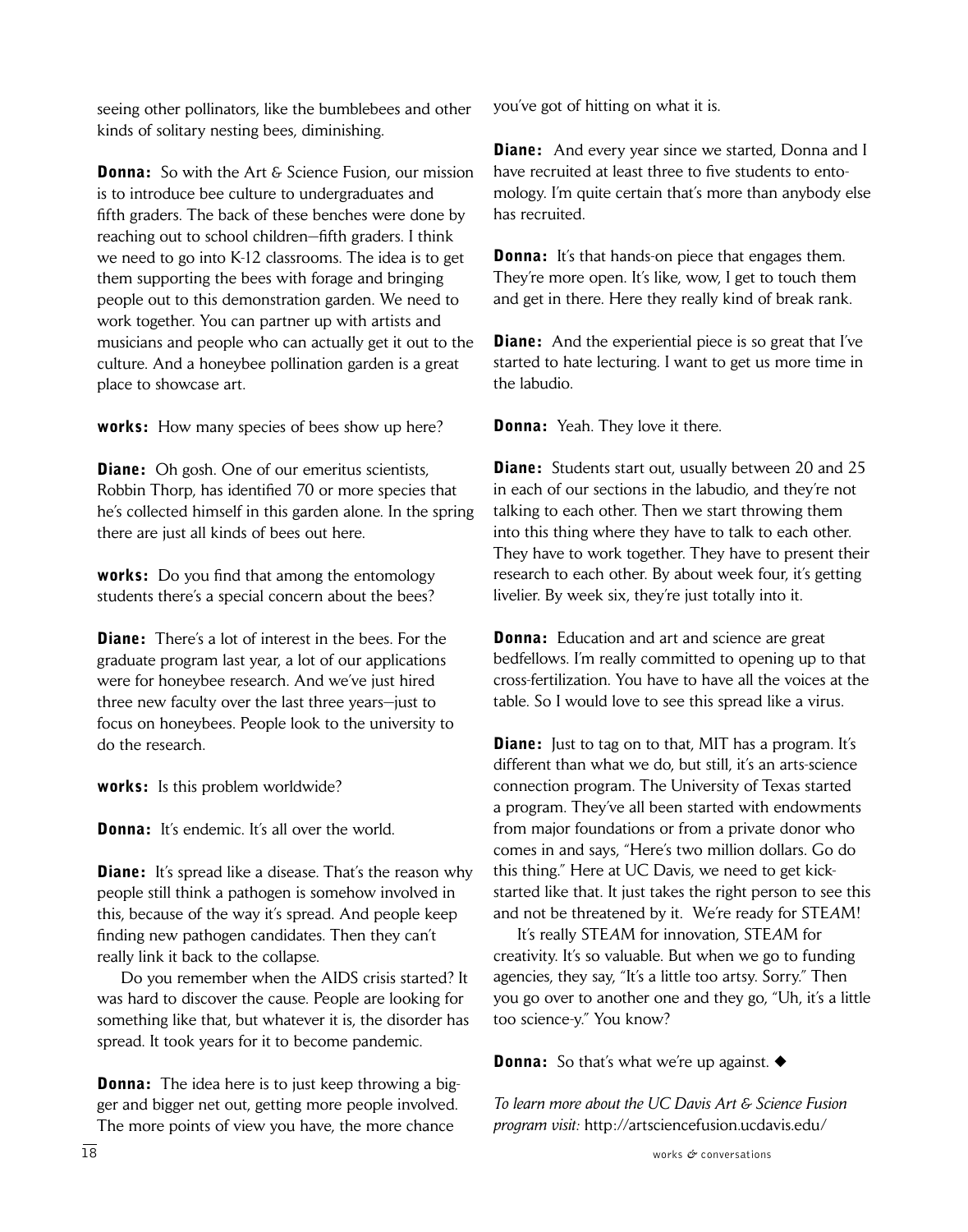seeing other pollinators, like the bumblebees and other kinds of solitary nesting bees, diminishing.

**Donna:** So with the Art & Science Fusion, our mission is to introduce bee culture to undergraduates and fifth graders. The back of these benches were done by reaching out to school children—fifth graders. I think we need to go into K-12 classrooms. The idea is to get them supporting the bees with forage and bringing people out to this demonstration garden. We need to work together. You can partner up with artists and musicians and people who can actually get it out to the culture. And a honeybee pollination garden is a great place to showcase art.

**works:** How many species of bees show up here?

**Diane:** Oh gosh. One of our emeritus scientists, Robbin Thorp, has identified 70 or more species that he's collected himself in this garden alone. In the spring there are just all kinds of bees out here.

**works:** Do you find that among the entomology students there's a special concern about the bees?

**Diane:** There's a lot of interest in the bees. For the graduate program last year, a lot of our applications were for honeybee research. And we've just hired three new faculty over the last three years—just to focus on honeybees. People look to the university to do the research.

**works:** Is this problem worldwide?

**Donna:** It's endemic. It's all over the world.

**Diane:** It's spread like a disease. That's the reason why people still think a pathogen is somehow involved in this, because of the way it's spread. And people keep finding new pathogen candidates. Then they can't really link it back to the collapse.

Do you remember when the AIDS crisis started? It was hard to discover the cause. People are looking for something like that, but whatever it is, the disorder has spread. It took years for it to become pandemic.

**Donna:** The idea here is to just keep throwing a bigger and bigger net out, getting more people involved. The more points of view you have, the more chance you've got of hitting on what it is.

**Diane:** And every year since we started, Donna and I have recruited at least three to five students to entomology. I'm quite certain that's more than anybody else has recruited.

**Donna:** It's that hands-on piece that engages them. They're more open. It's like, wow, I get to touch them and get in there. Here they really kind of break rank.

**Diane:** And the experiential piece is so great that I've started to hate lecturing. I want to get us more time in the labudio.

**Donna:** Yeah. They love it there.

**Diane:** Students start out, usually between 20 and 25 in each of our sections in the labudio, and they're not talking to each other. Then we start throwing them into this thing where they have to talk to each other. They have to work together. They have to present their research to each other. By about week four, it's getting livelier. By week six, they're just totally into it.

**Donna:** Education and art and science are great bedfellows. I'm really committed to opening up to that cross-fertilization. You have to have all the voices at the table. So I would love to see this spread like a virus.

**Diane:** Just to tag on to that, MIT has a program. It's different than what we do, but still, it's an arts-science connection program. The University of Texas started a program. They've all been started with endowments from major foundations or from a private donor who comes in and says, "Here's two million dollars. Go do this thing." Here at UC Davis, we need to get kick-started like that. It just takes the right person to see this and not be threatened by it. We're ready for STEAM!

It's really STEAM for innovation, STEAM for creativity. It's so valuable. But when we go to funding agencies, they say, "It's a little too artsy. Sorry." Then you go over to another one and they go, "Uh, it's a little too science-y." You know?

**Donna:** So that's what we're up against. ◆

*To learn more about the UC Davis Art & Science Fusion program visit:* http://artsciencefusion.ucdavis.edu/